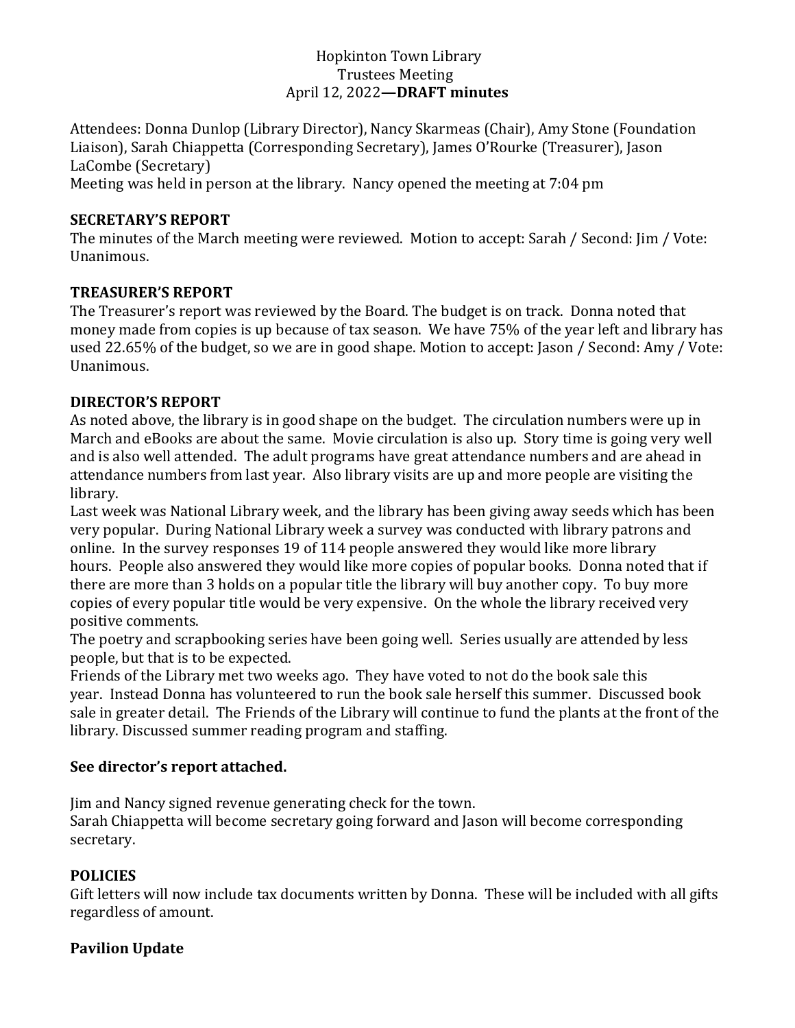Hopkinton Town Library
Trustees Meeting
April 12, 2022—**DRAFT minutes**

Attendees: Donna Dunlop (Library Director), Nancy Skarmeas (Chair), Amy Stone (Foundation Liaison), Sarah Chiappetta (Corresponding Secretary), James O'Rourke (Treasurer), Jason LaCombe (Secretary)
Meeting was held in person at the library. Nancy opened the meeting at 7:04 pm

## SECRETARY'S REPORT

The minutes of the March meeting were reviewed. Motion to accept: Sarah / Second: Jim / Vote: Unanimous.

## TREASURER'S REPORT

The Treasurer's report was reviewed by the Board. The budget is on track. Donna noted that money made from copies is up because of tax season. We have 75% of the year left and library has used 22.65% of the budget, so we are in good shape. Motion to accept: Jason / Second: Amy / Vote: Unanimous.

## DIRECTOR'S REPORT

As noted above, the library is in good shape on the budget. The circulation numbers were up in March and eBooks are about the same. Movie circulation is also up. Story time is going very well and is also well attended. The adult programs have great attendance numbers and are ahead in attendance numbers from last year. Also library visits are up and more people are visiting the library.

Last week was National Library week, and the library has been giving away seeds which has been very popular. During National Library week a survey was conducted with library patrons and online. In the survey responses 19 of 114 people answered they would like more library hours. People also answered they would like more copies of popular books. Donna noted that if there are more than 3 holds on a popular title the library will buy another copy. To buy more copies of every popular title would be very expensive. On the whole the library received very positive comments.

The poetry and scrapbooking series have been going well. Series usually are attended by less people, but that is to be expected.

Friends of the Library met two weeks ago. They have voted to not do the book sale this year. Instead Donna has volunteered to run the book sale herself this summer. Discussed book sale in greater detail. The Friends of the Library will continue to fund the plants at the front of the library. Discussed summer reading program and staffing.

**See director's report attached.**

Jim and Nancy signed revenue generating check for the town.
Sarah Chiappetta will become secretary going forward and Jason will become corresponding secretary.

## POLICIES

Gift letters will now include tax documents written by Donna. These will be included with all gifts regardless of amount.

## Pavilion Update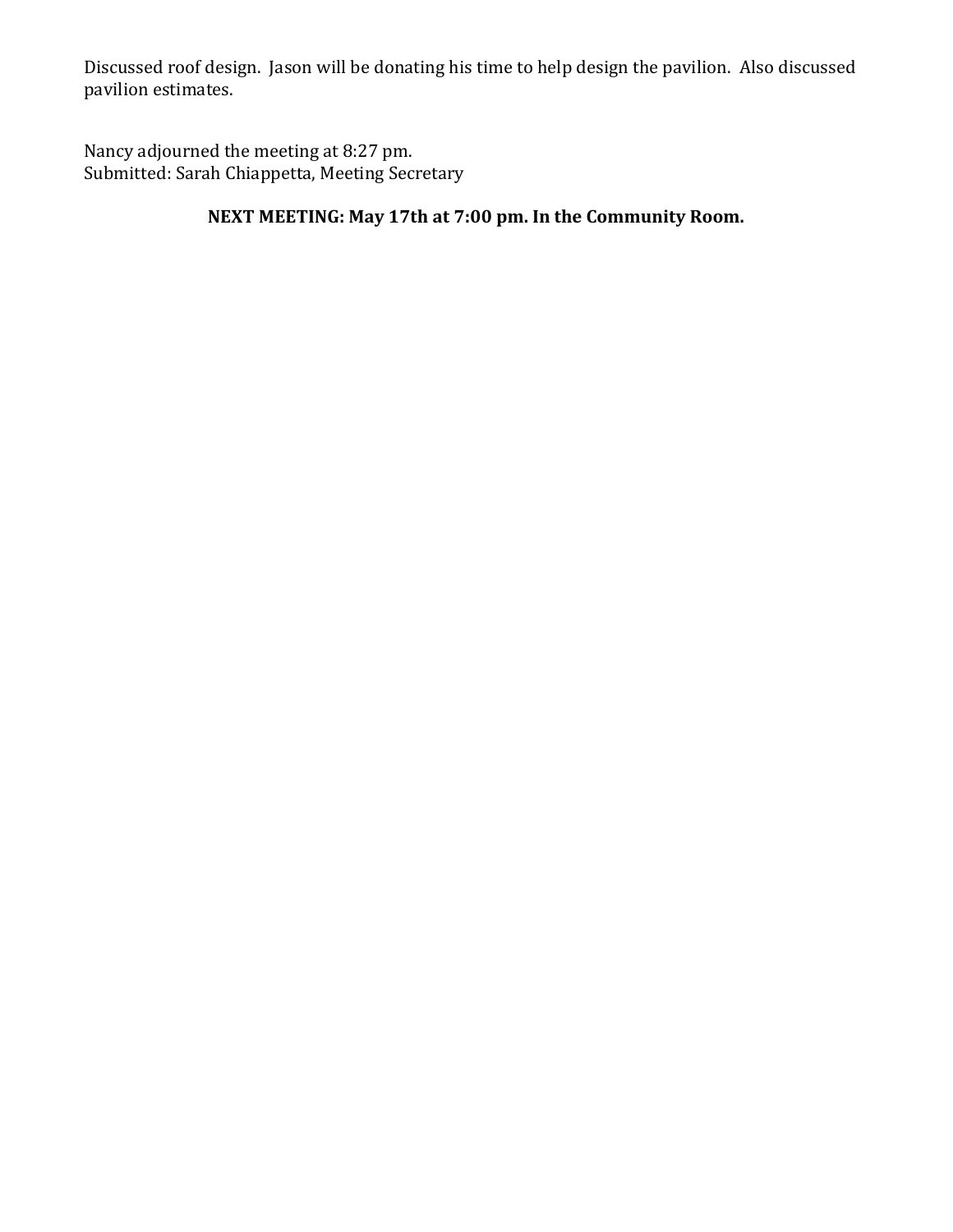Discussed roof design. Jason will be donating his time to help design the pavilion. Also discussed pavilion estimates.

Nancy adjourned the meeting at 8:27 pm.
Submitted: Sarah Chiappetta, Meeting Secretary

**NEXT MEETING: May 17th at 7:00 pm. In the Community Room.**